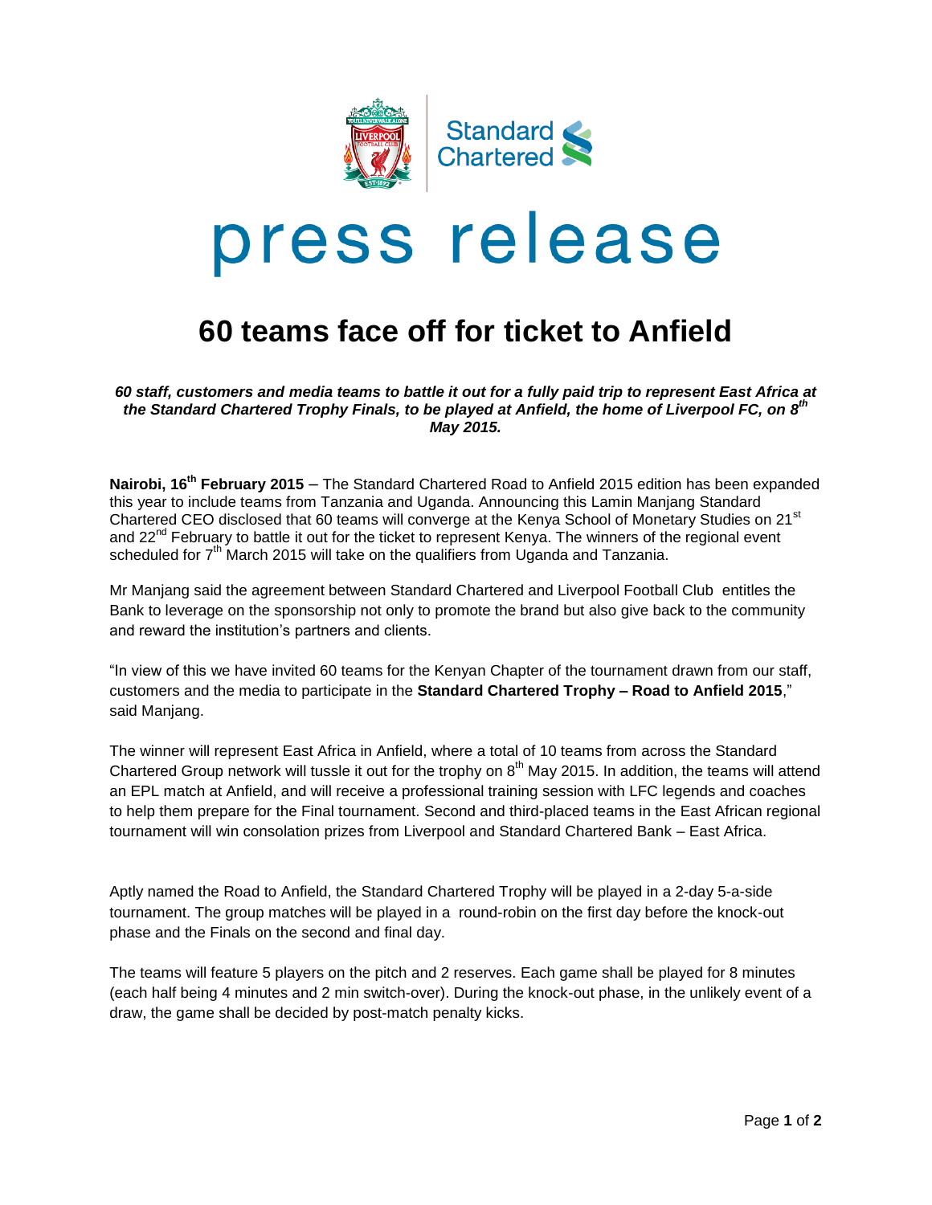# press release

## 60 teams face off for ticket to Anfield

***60 staff, customers and media teams to battle it out for a fully paid trip to represent East Africa at the Standard Chartered Trophy Finals, to be played at Anfield, the home of Liverpool FC, on 8th May 2015.***

**Nairobi, 16th February 2015** – The Standard Chartered Road to Anfield 2015 edition has been expanded this year to include teams from Tanzania and Uganda. Announcing this Lamin Manjang Standard Chartered CEO disclosed that 60 teams will converge at the Kenya School of Monetary Studies on 21st and 22nd February to battle it out for the ticket to represent Kenya. The winners of the regional event scheduled for 7th March 2015 will take on the qualifiers from Uganda and Tanzania.

Mr Manjang said the agreement between Standard Chartered and Liverpool Football Club entitles the Bank to leverage on the sponsorship not only to promote the brand but also give back to the community and reward the institution's partners and clients.

"In view of this we have invited 60 teams for the Kenyan Chapter of the tournament drawn from our staff, customers and the media to participate in the **Standard Chartered Trophy – Road to Anfield 2015**," said Manjang.

The winner will represent East Africa in Anfield, where a total of 10 teams from across the Standard Chartered Group network will tussle it out for the trophy on 8th May 2015. In addition, the teams will attend an EPL match at Anfield, and will receive a professional training session with LFC legends and coaches to help them prepare for the Final tournament. Second and third-placed teams in the East African regional tournament will win consolation prizes from Liverpool and Standard Chartered Bank – East Africa.

Aptly named the Road to Anfield, the Standard Chartered Trophy will be played in a 2-day 5-a-side tournament. The group matches will be played in a round-robin on the first day before the knock-out phase and the Finals on the second and final day.

The teams will feature 5 players on the pitch and 2 reserves. Each game shall be played for 8 minutes (each half being 4 minutes and 2 min switch-over). During the knock-out phase, in the unlikely event of a draw, the game shall be decided by post-match penalty kicks.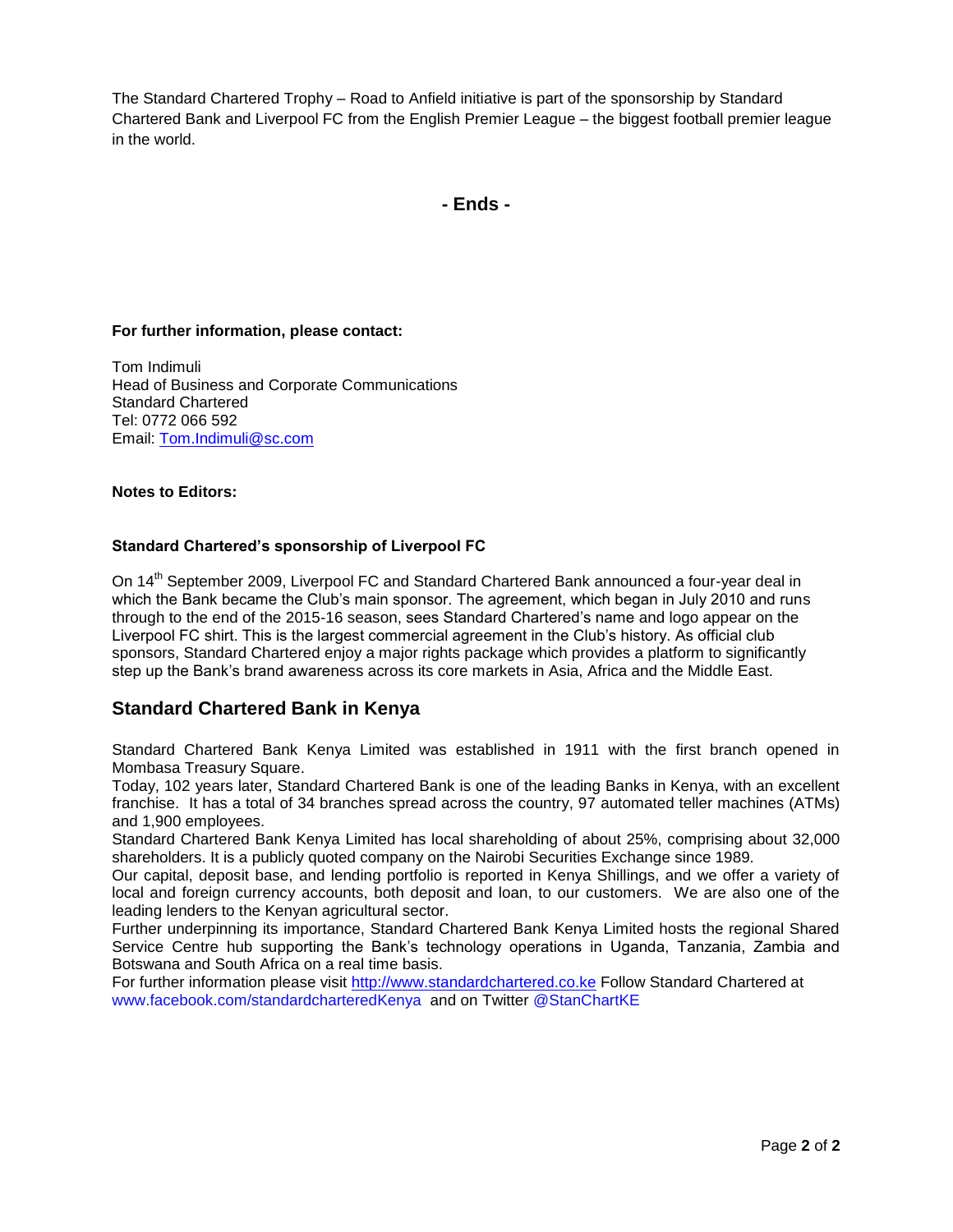The Standard Chartered Trophy – Road to Anfield initiative is part of the sponsorship by Standard Chartered Bank and Liverpool FC from the English Premier League – the biggest football premier league in the world.

**- Ends -**

**For further information, please contact:**

Tom Indimuli
Head of Business and Corporate Communications
Standard Chartered
Tel: 0772 066 592
Email: Tom.Indimuli@sc.com

**Notes to Editors:**

**Standard Chartered's sponsorship of Liverpool FC**

On 14th September 2009, Liverpool FC and Standard Chartered Bank announced a four-year deal in which the Bank became the Club's main sponsor. The agreement, which began in July 2010 and runs through to the end of the 2015-16 season, sees Standard Chartered's name and logo appear on the Liverpool FC shirt. This is the largest commercial agreement in the Club's history. As official club sponsors, Standard Chartered enjoy a major rights package which provides a platform to significantly step up the Bank's brand awareness across its core markets in Asia, Africa and the Middle East.

## Standard Chartered Bank in Kenya

Standard Chartered Bank Kenya Limited was established in 1911 with the first branch opened in Mombasa Treasury Square.

Today, 102 years later, Standard Chartered Bank is one of the leading Banks in Kenya, with an excellent franchise. It has a total of 34 branches spread across the country, 97 automated teller machines (ATMs) and 1,900 employees.

Standard Chartered Bank Kenya Limited has local shareholding of about 25%, comprising about 32,000 shareholders. It is a publicly quoted company on the Nairobi Securities Exchange since 1989.

Our capital, deposit base, and lending portfolio is reported in Kenya Shillings, and we offer a variety of local and foreign currency accounts, both deposit and loan, to our customers. We are also one of the leading lenders to the Kenyan agricultural sector.

Further underpinning its importance, Standard Chartered Bank Kenya Limited hosts the regional Shared Service Centre hub supporting the Bank's technology operations in Uganda, Tanzania, Zambia and Botswana and South Africa on a real time basis.

For further information please visit http://www.standardchartered.co.ke Follow Standard Chartered at www.facebook.com/standardcharteredKenya and on Twitter @StanChartKE